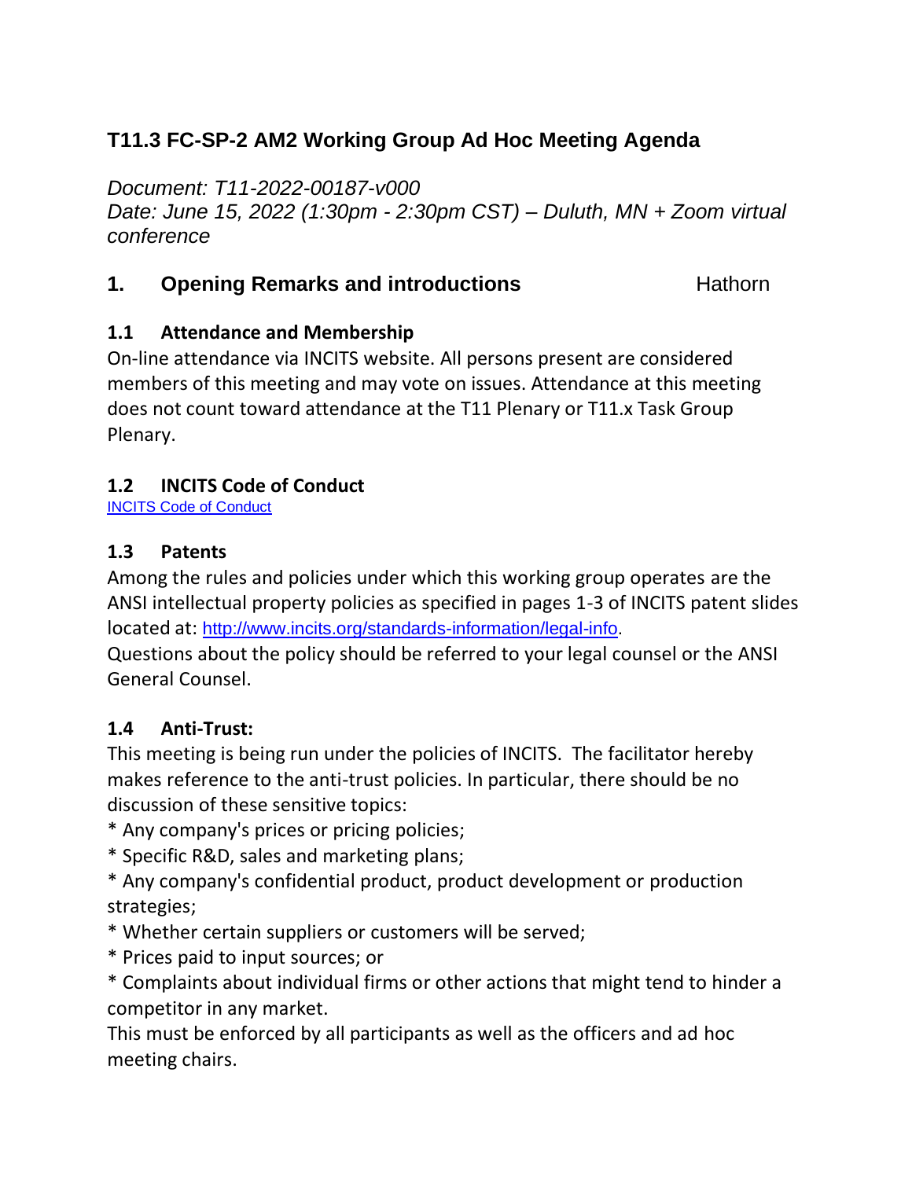# T11.3 FC-SP-2 AM2 Working Group Ad Hoc Meeting Agenda

*Document: T11-2022-00187-v000*
*Date: June 15, 2022 (1:30pm - 2:30pm CST) – Duluth, MN + Zoom virtual conference*

## 1. Opening Remarks and introductions — Hathorn

### 1.1 Attendance and Membership

On-line attendance via INCITS website. All persons present are considered members of this meeting and may vote on issues. Attendance at this meeting does not count toward attendance at the T11 Plenary or T11.x Task Group Plenary.

### 1.2 INCITS Code of Conduct

[INCITS Code of Conduct]

### 1.3 Patents

Among the rules and policies under which this working group operates are the ANSI intellectual property policies as specified in pages 1-3 of INCITS patent slides located at: http://www.incits.org/standards-information/legal-info.

Questions about the policy should be referred to your legal counsel or the ANSI General Counsel.

### 1.4 Anti-Trust:

This meeting is being run under the policies of INCITS. The facilitator hereby makes reference to the anti-trust policies. In particular, there should be no discussion of these sensitive topics:

* Any company's prices or pricing policies;
* Specific R&D, sales and marketing plans;
* Any company's confidential product, product development or production strategies;
* Whether certain suppliers or customers will be served;
* Prices paid to input sources; or
* Complaints about individual firms or other actions that might tend to hinder a competitor in any market.

This must be enforced by all participants as well as the officers and ad hoc meeting chairs.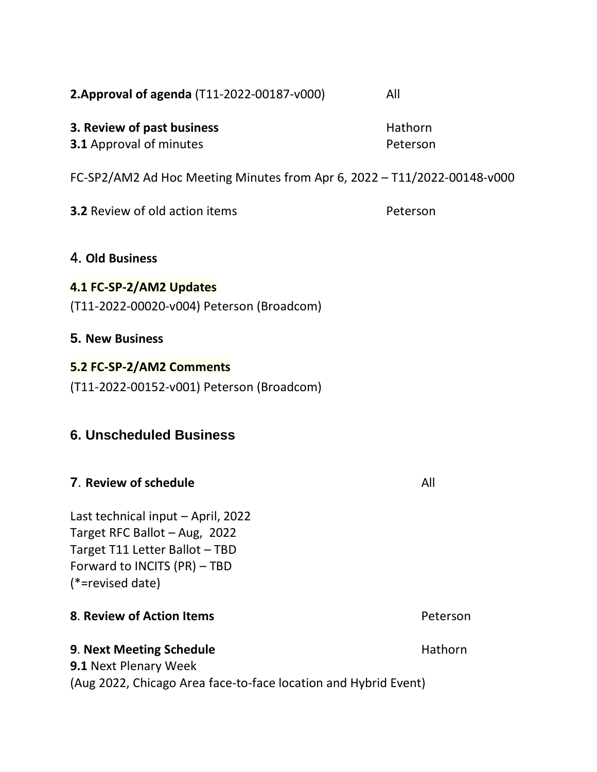**2.Approval of agenda** (T11-2022-00187-v000) All

**3. Review of past business** Hathorn
**3.1** Approval of minutes Peterson

FC-SP2/AM2 Ad Hoc Meeting Minutes from Apr 6, 2022 – T11/2022-00148-v000

**3.2** Review of old action items Peterson

## 4. Old Business

**4.1 FC-SP-2/AM2 Updates**
(T11-2022-00020-v004) Peterson (Broadcom)

## 5. New Business

**5.2 FC-SP-2/AM2 Comments**
(T11-2022-00152-v001) Peterson (Broadcom)

## 6. Unscheduled Business

## 7. Review of schedule All

Last technical input – April, 2022
Target RFC Ballot – Aug, 2022
Target T11 Letter Ballot – TBD
Forward to INCITS (PR) – TBD
(*=revised date)

## 8. Review of Action Items Peterson

## 9. Next Meeting Schedule Hathorn

**9.1** Next Plenary Week
(Aug 2022, Chicago Area face-to-face location and Hybrid Event)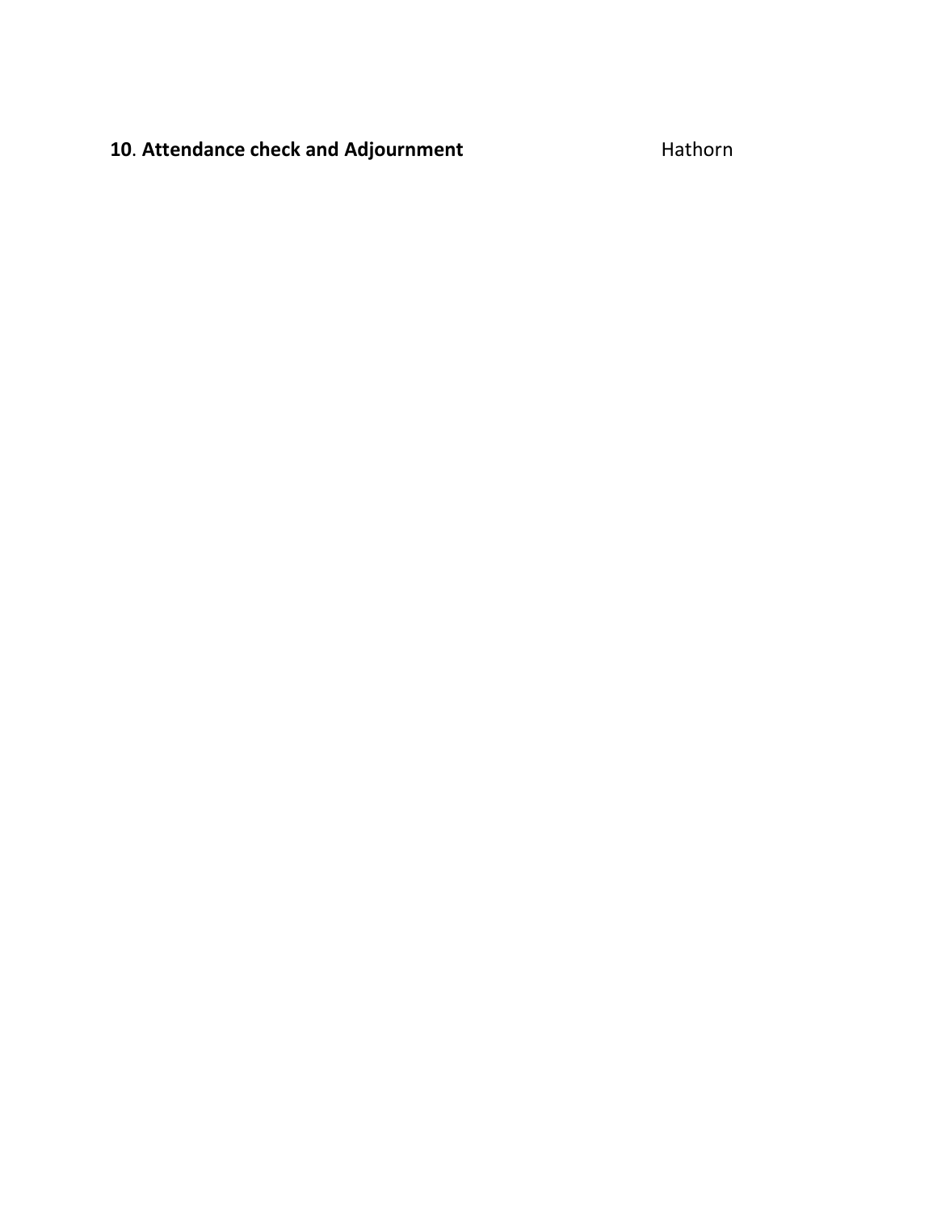**10. Attendance check and Adjournment** Hathorn